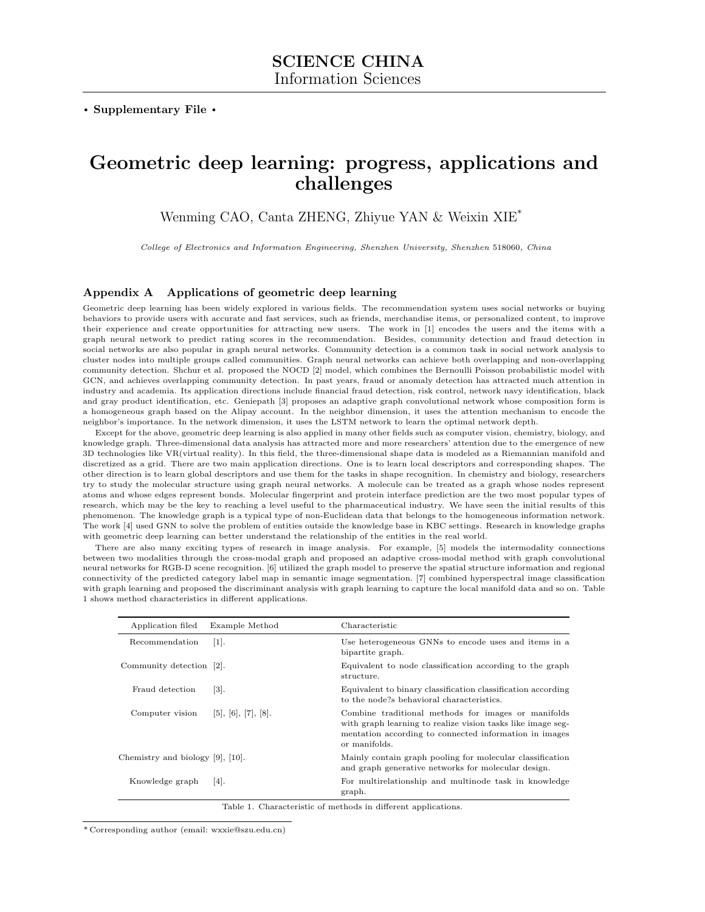**SCIENCE CHINA**
Information Sciences

• **Supplementary File** •

# Geometric deep learning: progress, applications and challenges

Wenming CAO, Canta ZHENG, Zhiyue YAN & Weixin XIE*

*College of Electronics and Information Engineering, Shenzhen University, Shenzhen* 518060*, China*

## Appendix A Applications of geometric deep learning

Geometric deep learning has been widely explored in various fields. The recommendation system uses social networks or buying behaviors to provide users with accurate and fast services, such as friends, merchandise items, or personalized content, to improve their experience and create opportunities for attracting new users. The work in [1] encodes the users and the items with a graph neural network to predict rating scores in the recommendation. Besides, community detection and fraud detection in social networks are also popular in graph neural networks. Community detection is a common task in social network analysis to cluster nodes into multiple groups called communities. Graph neural networks can achieve both overlapping and non-overlapping community detection. Shchur et al. proposed the NOCD [2] model, which combines the Bernoulli Poisson probabilistic model with GCN, and achieves overlapping community detection. In past years, fraud or anomaly detection has attracted much attention in industry and academia. Its application directions include financial fraud detection, risk control, network navy identification, black and gray product identification, etc. Geniepath [3] proposes an adaptive graph convolutional network whose composition form is a homogeneous graph based on the Alipay account. In the neighbor dimension, it uses the attention mechanism to encode the neighbor's importance. In the network dimension, it uses the LSTM network to learn the optimal network depth.

Except for the above, geometric deep learning is also applied in many other fields such as computer vision, chemistry, biology, and knowledge graph. Three-dimensional data analysis has attracted more and more researchers' attention due to the emergence of new 3D technologies like VR(virtual reality). In this field, the three-dimensional shape data is modeled as a Riemannian manifold and discretized as a grid. There are two main application directions. One is to learn local descriptors and corresponding shapes. The other direction is to learn global descriptors and use them for the tasks in shape recognition. In chemistry and biology, researchers try to study the molecular structure using graph neural networks. A molecule can be treated as a graph whose nodes represent atoms and whose edges represent bonds. Molecular fingerprint and protein interface prediction are the two most popular types of research, which may be the key to reaching a level useful to the pharmaceutical industry. We have seen the initial results of this phenomenon. The knowledge graph is a typical type of non-Euclidean data that belongs to the homogeneous information network. The work [4] used GNN to solve the problem of entities outside the knowledge base in KBC settings. Research in knowledge graphs with geometric deep learning can better understand the relationship of the entities in the real world.

There are also many exciting types of research in image analysis. For example, [5] models the intermodality connections between two modalities through the cross-modal graph and proposed an adaptive cross-modal method with graph convolutional neural networks for RGB-D scene recognition. [6] utilized the graph model to preserve the spatial structure information and regional connectivity of the predicted category label map in semantic image segmentation. [7] combined hyperspectral image classification with graph learning and proposed the discriminant analysis with graph learning to capture the local manifold data and so on. Table 1 shows method characteristics in different applications.

| Application filed | Example Method | Characteristic |
|---|---|---|
| Recommendation | [1]. | Use heterogeneous GNNs to encode uses and items in a bipartite graph. |
| Community detection | [2]. | Equivalent to node classification according to the graph structure. |
| Fraud detection | [3]. | Equivalent to binary classification classification according to the node?s behavioral characteristics. |
| Computer vision | [5], [6], [7], [8]. | Combine traditional methods for images or manifolds with graph learning to realize vision tasks like image segmentation according to connected information in images or manifolds. |
| Chemistry and biology | [9], [10]. | Mainly contain graph pooling for molecular classification and graph generative networks for molecular design. |
| Knowledge graph | [4]. | For multirelationship and multinode task in knowledge graph. |

Table 1. Characteristic of methods in different applications.

* Corresponding author (email: wxxie@szu.edu.cn)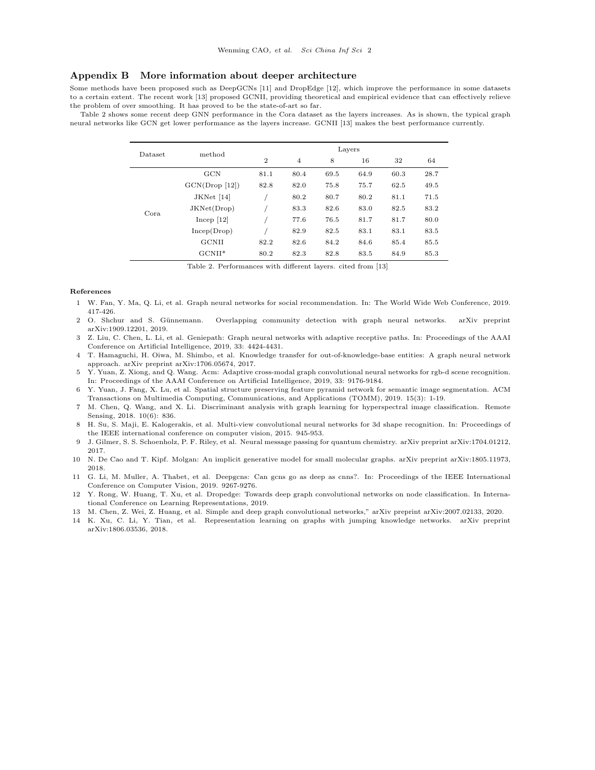## Appendix B More information about deeper architecture

Some methods have been proposed such as DeepGCNs [11] and DropEdge [12], which improve the performance in some datasets to a certain extent. The recent work [13] proposed GCNII, providing theoretical and empirical evidence that can effectively relieve the problem of over smoothing. It has proved to be the state-of-art so far.

Table 2 shows some recent deep GNN performance in the Cora dataset as the layers increases. As is shown, the typical graph neural networks like GCN get lower performance as the layers increase. GCNII [13] makes the best performance currently.

| Dataset | method | Layers | | | | | |
|---|---|---|---|---|---|---|---|
| | | 2 | 4 | 8 | 16 | 32 | 64 |
| Cora | GCN | 81.1 | 80.4 | 69.5 | 64.9 | 60.3 | 28.7 |
| | GCN(Drop [12]) | 82.8 | 82.0 | 75.8 | 75.7 | 62.5 | 49.5 |
| | JKNet [14] | / | 80.2 | 80.7 | 80.2 | 81.1 | 71.5 |
| | JKNet(Drop) | / | 83.3 | 82.6 | 83.0 | 82.5 | 83.2 |
| | Incep [12] | / | 77.6 | 76.5 | 81.7 | 81.7 | 80.0 |
| | Incep(Drop) | / | 82.9 | 82.5 | 83.1 | 83.1 | 83.5 |
| | GCNII | 82.2 | 82.6 | 84.2 | 84.6 | 85.4 | 85.5 |
| | GCNII* | 80.2 | 82.3 | 82.8 | 83.5 | 84.9 | 85.3 |

Table 2. Performances with different layers. cited from [13]

### References

1. W. Fan, Y. Ma, Q. Li, et al. Graph neural networks for social recommendation. In: The World Wide Web Conference, 2019. 417-426.
2. O. Shchur and S. Günnemann. Overlapping community detection with graph neural networks. arXiv preprint arXiv:1909.12201, 2019.
3. Z. Liu, C. Chen, L. Li, et al. Geniepath: Graph neural networks with adaptive receptive paths. In: Proceedings of the AAAI Conference on Artificial Intelligence, 2019, 33: 4424-4431.
4. T. Hamaguchi, H. Oiwa, M. Shimbo, et al. Knowledge transfer for out-of-knowledge-base entities: A graph neural network approach. arXiv preprint arXiv:1706.05674, 2017.
5. Y. Yuan, Z. Xiong, and Q. Wang. Acm: Adaptive cross-modal graph convolutional neural networks for rgb-d scene recognition. In: Proceedings of the AAAI Conference on Artificial Intelligence, 2019, 33: 9176-9184.
6. Y. Yuan, J. Fang, X. Lu, et al. Spatial structure preserving feature pyramid network for semantic image segmentation. ACM Transactions on Multimedia Computing, Communications, and Applications (TOMM), 2019. 15(3): 1-19.
7. M. Chen, Q. Wang, and X. Li. Discriminant analysis with graph learning for hyperspectral image classification. Remote Sensing, 2018. 10(6): 836.
8. H. Su, S. Maji, E. Kalogerakis, et al. Multi-view convolutional neural networks for 3d shape recognition. In: Proceedings of the IEEE international conference on computer vision, 2015. 945-953.
9. J. Gilmer, S. S. Schoenholz, P. F. Riley, et al. Neural message passing for quantum chemistry. arXiv preprint arXiv:1704.01212, 2017.
10. N. De Cao and T. Kipf. Molgan: An implicit generative model for small molecular graphs. arXiv preprint arXiv:1805.11973, 2018.
11. G. Li, M. Muller, A. Thabet, et al. Deepgcns: Can gcns go as deep as cnns?. In: Proceedings of the IEEE International Conference on Computer Vision, 2019. 9267-9276.
12. Y. Rong, W. Huang, T. Xu, et al. Dropedge: Towards deep graph convolutional networks on node classification. In International Conference on Learning Representations, 2019.
13. M. Chen, Z. Wei, Z. Huang, et al. Simple and deep graph convolutional networks," arXiv preprint arXiv:2007.02133, 2020.
14. K. Xu, C. Li, Y. Tian, et al. Representation learning on graphs with jumping knowledge networks. arXiv preprint arXiv:1806.03536, 2018.